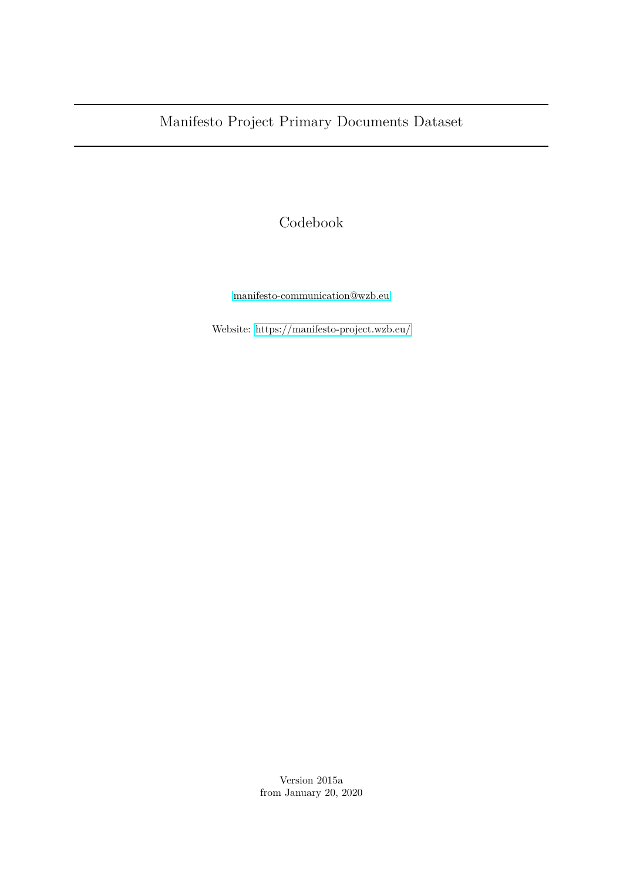# Manifesto Project Primary Documents Dataset

## Codebook

manifesto-communication@wzb.eu

Website: https://manifesto-project.wzb.eu/

Version 2015a
from January 20, 2020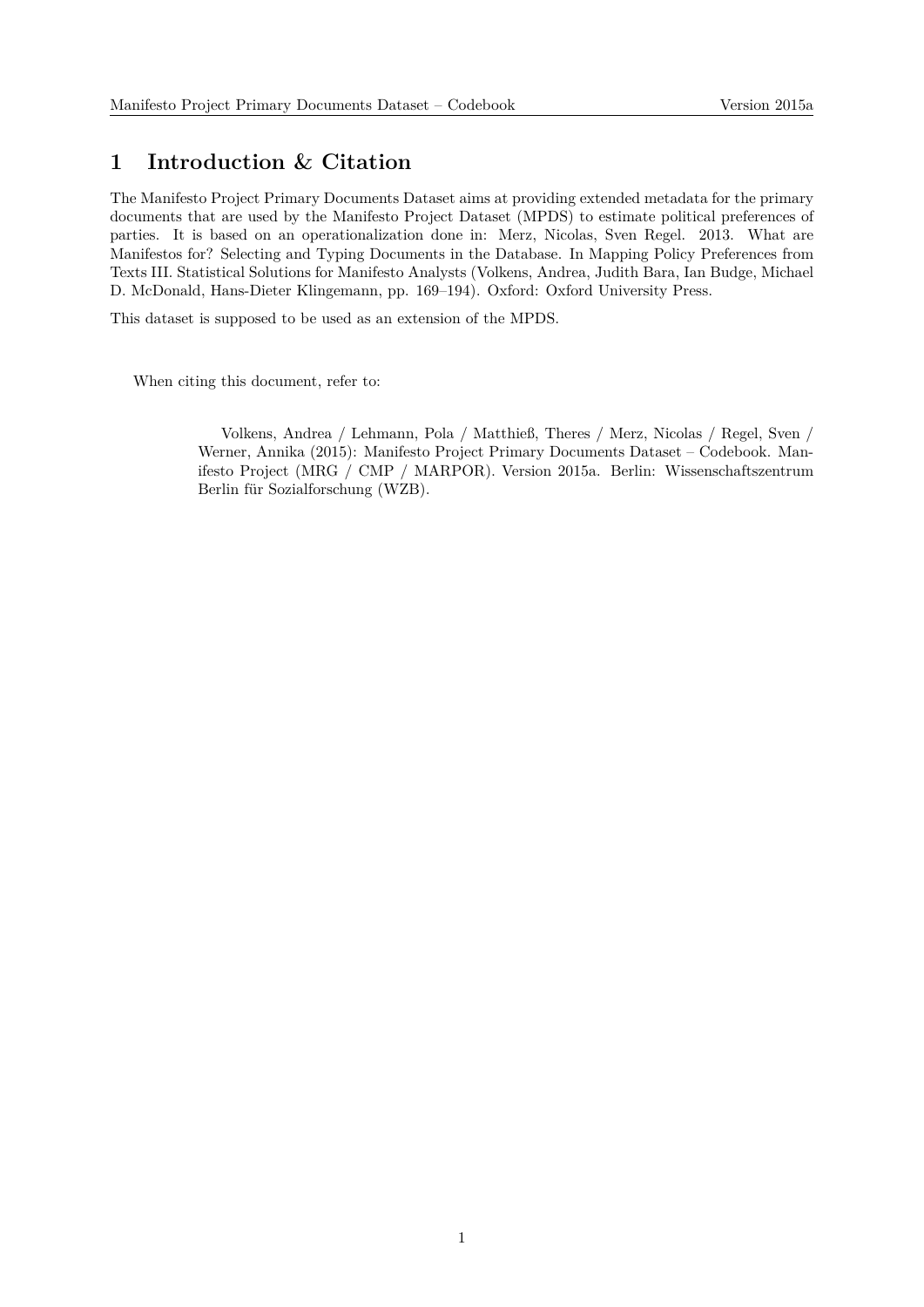# 1 Introduction & Citation

The Manifesto Project Primary Documents Dataset aims at providing extended metadata for the primary documents that are used by the Manifesto Project Dataset (MPDS) to estimate political preferences of parties. It is based on an operationalization done in: Merz, Nicolas, Sven Regel. 2013. What are Manifestos for? Selecting and Typing Documents in the Database. In Mapping Policy Preferences from Texts III. Statistical Solutions for Manifesto Analysts (Volkens, Andrea, Judith Bara, Ian Budge, Michael D. McDonald, Hans-Dieter Klingemann, pp. 169–194). Oxford: Oxford University Press.

This dataset is supposed to be used as an extension of the MPDS.

When citing this document, refer to:

> Volkens, Andrea / Lehmann, Pola / Matthieß, Theres / Merz, Nicolas / Regel, Sven / Werner, Annika (2015): Manifesto Project Primary Documents Dataset – Codebook. Manifesto Project (MRG / CMP / MARPOR). Version 2015a. Berlin: Wissenschaftszentrum Berlin für Sozialforschung (WZB).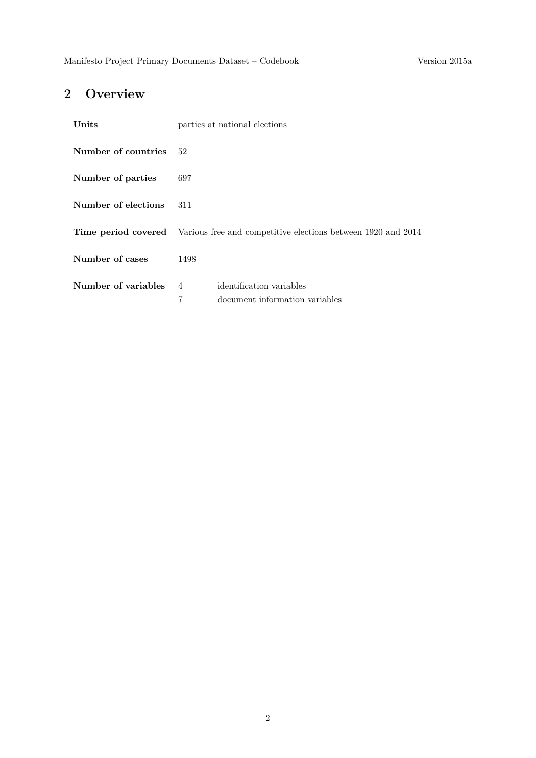## 2 Overview

| | |
|---|---|
| **Units** | parties at national elections |
| **Number of countries** | 52 |
| **Number of parties** | 697 |
| **Number of elections** | 311 |
| **Time period covered** | Various free and competitive elections between 1920 and 2014 |
| **Number of cases** | 1498 |
| **Number of variables** | 4 identification variables<br>7 document information variables |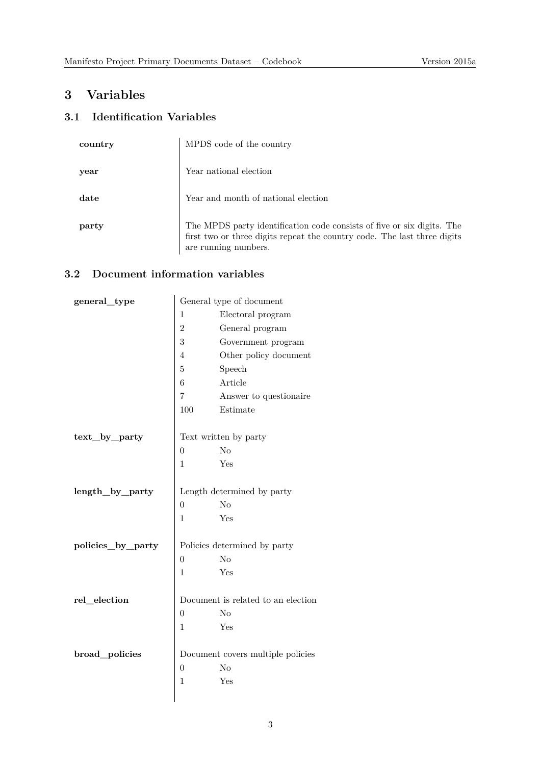# 3 Variables

## 3.1 Identification Variables

| Variable | Description |
|---|---|
| **country** | MPDS code of the country |
| **year** | Year national election |
| **date** | Year and month of national election |
| **party** | The MPDS party identification code consists of five or six digits. The first two or three digits repeat the country code. The last three digits are running numbers. |

## 3.2 Document information variables

**general_type**

General type of document

| Code | Label |
|---|---|
| 1 | Electoral program |
| 2 | General program |
| 3 | Government program |
| 4 | Other policy document |
| 5 | Speech |
| 6 | Article |
| 7 | Answer to questionaire |
| 100 | Estimate |

**text_by_party**

Text written by party

| Code | Label |
|---|---|
| 0 | No |
| 1 | Yes |

**length_by_party**

Length determined by party

| Code | Label |
|---|---|
| 0 | No |
| 1 | Yes |

**policies_by_party**

Policies determined by party

| Code | Label |
|---|---|
| 0 | No |
| 1 | Yes |

**rel_election**

Document is related to an election

| Code | Label |
|---|---|
| 0 | No |
| 1 | Yes |

**broad_policies**

Document covers multiple policies

| Code | Label |
|---|---|
| 0 | No |
| 1 | Yes |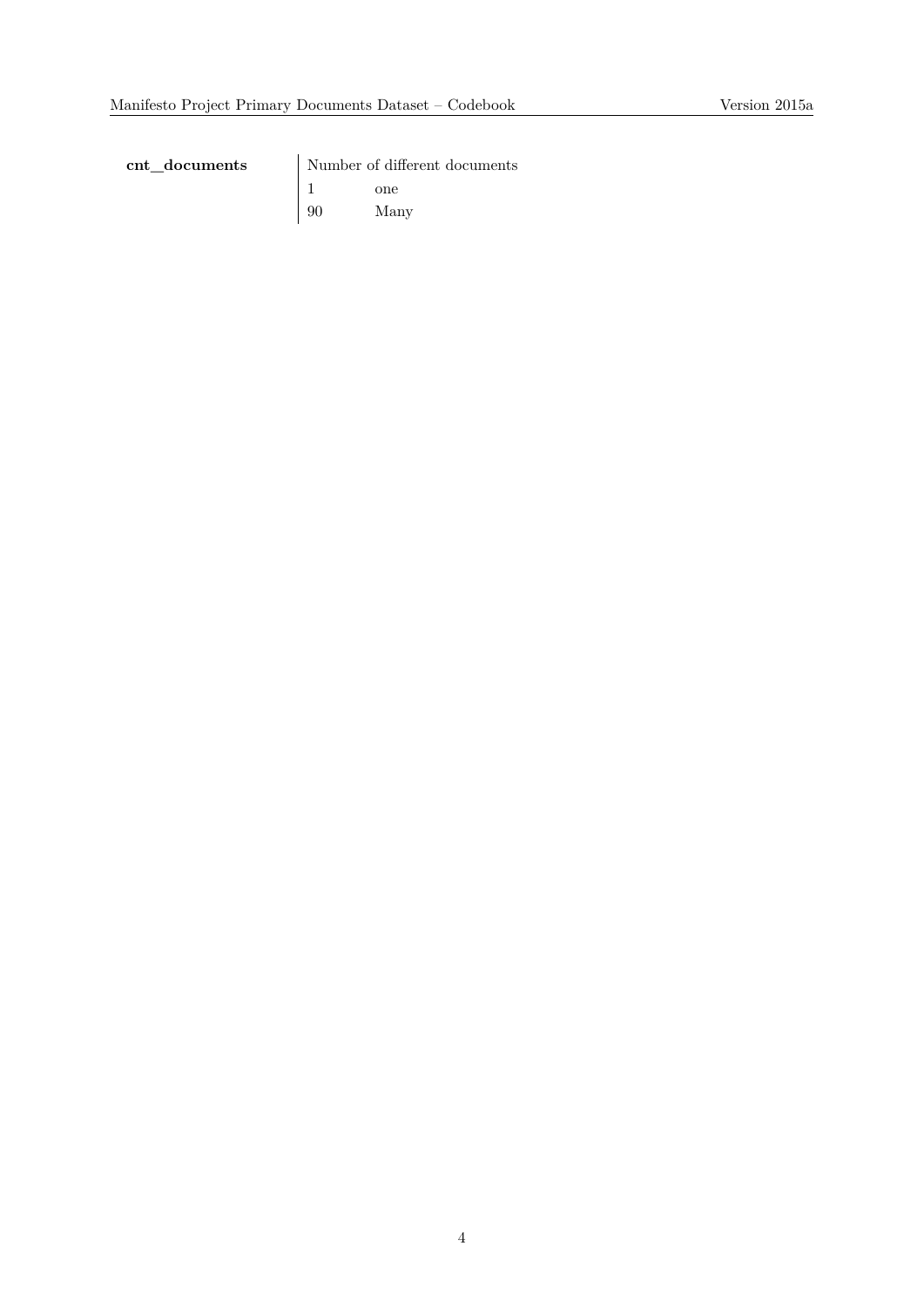**cnt_documents**

Number of different documents

| | |
|---|---|
| 1 | one |
| 90 | Many |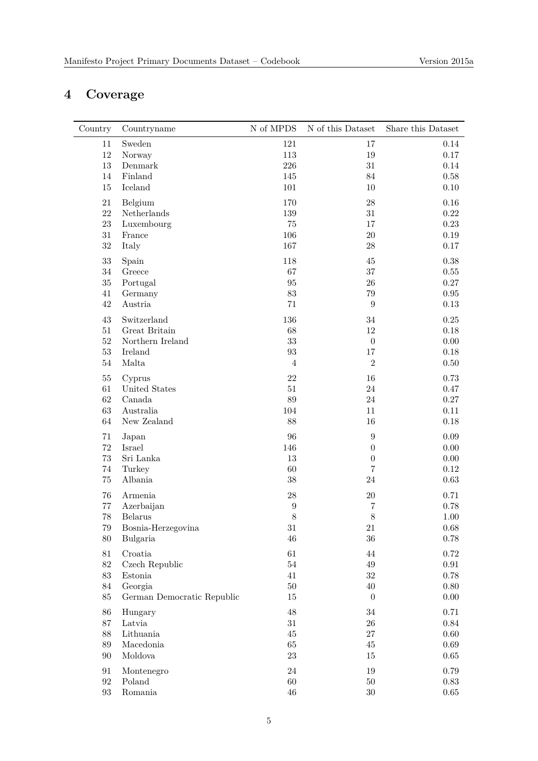# 4 Coverage

| Country | Countryname | N of MPDS | N of this Dataset | Share this Dataset |
|---|---|---|---|---|
| 11 | Sweden | 121 | 17 | 0.14 |
| 12 | Norway | 113 | 19 | 0.17 |
| 13 | Denmark | 226 | 31 | 0.14 |
| 14 | Finland | 145 | 84 | 0.58 |
| 15 | Iceland | 101 | 10 | 0.10 |
| 21 | Belgium | 170 | 28 | 0.16 |
| 22 | Netherlands | 139 | 31 | 0.22 |
| 23 | Luxembourg | 75 | 17 | 0.23 |
| 31 | France | 106 | 20 | 0.19 |
| 32 | Italy | 167 | 28 | 0.17 |
| 33 | Spain | 118 | 45 | 0.38 |
| 34 | Greece | 67 | 37 | 0.55 |
| 35 | Portugal | 95 | 26 | 0.27 |
| 41 | Germany | 83 | 79 | 0.95 |
| 42 | Austria | 71 | 9 | 0.13 |
| 43 | Switzerland | 136 | 34 | 0.25 |
| 51 | Great Britain | 68 | 12 | 0.18 |
| 52 | Northern Ireland | 33 | 0 | 0.00 |
| 53 | Ireland | 93 | 17 | 0.18 |
| 54 | Malta | 4 | 2 | 0.50 |
| 55 | Cyprus | 22 | 16 | 0.73 |
| 61 | United States | 51 | 24 | 0.47 |
| 62 | Canada | 89 | 24 | 0.27 |
| 63 | Australia | 104 | 11 | 0.11 |
| 64 | New Zealand | 88 | 16 | 0.18 |
| 71 | Japan | 96 | 9 | 0.09 |
| 72 | Israel | 146 | 0 | 0.00 |
| 73 | Sri Lanka | 13 | 0 | 0.00 |
| 74 | Turkey | 60 | 7 | 0.12 |
| 75 | Albania | 38 | 24 | 0.63 |
| 76 | Armenia | 28 | 20 | 0.71 |
| 77 | Azerbaijan | 9 | 7 | 0.78 |
| 78 | Belarus | 8 | 8 | 1.00 |
| 79 | Bosnia-Herzegovina | 31 | 21 | 0.68 |
| 80 | Bulgaria | 46 | 36 | 0.78 |
| 81 | Croatia | 61 | 44 | 0.72 |
| 82 | Czech Republic | 54 | 49 | 0.91 |
| 83 | Estonia | 41 | 32 | 0.78 |
| 84 | Georgia | 50 | 40 | 0.80 |
| 85 | German Democratic Republic | 15 | 0 | 0.00 |
| 86 | Hungary | 48 | 34 | 0.71 |
| 87 | Latvia | 31 | 26 | 0.84 |
| 88 | Lithuania | 45 | 27 | 0.60 |
| 89 | Macedonia | 65 | 45 | 0.69 |
| 90 | Moldova | 23 | 15 | 0.65 |
| 91 | Montenegro | 24 | 19 | 0.79 |
| 92 | Poland | 60 | 50 | 0.83 |
| 93 | Romania | 46 | 30 | 0.65 |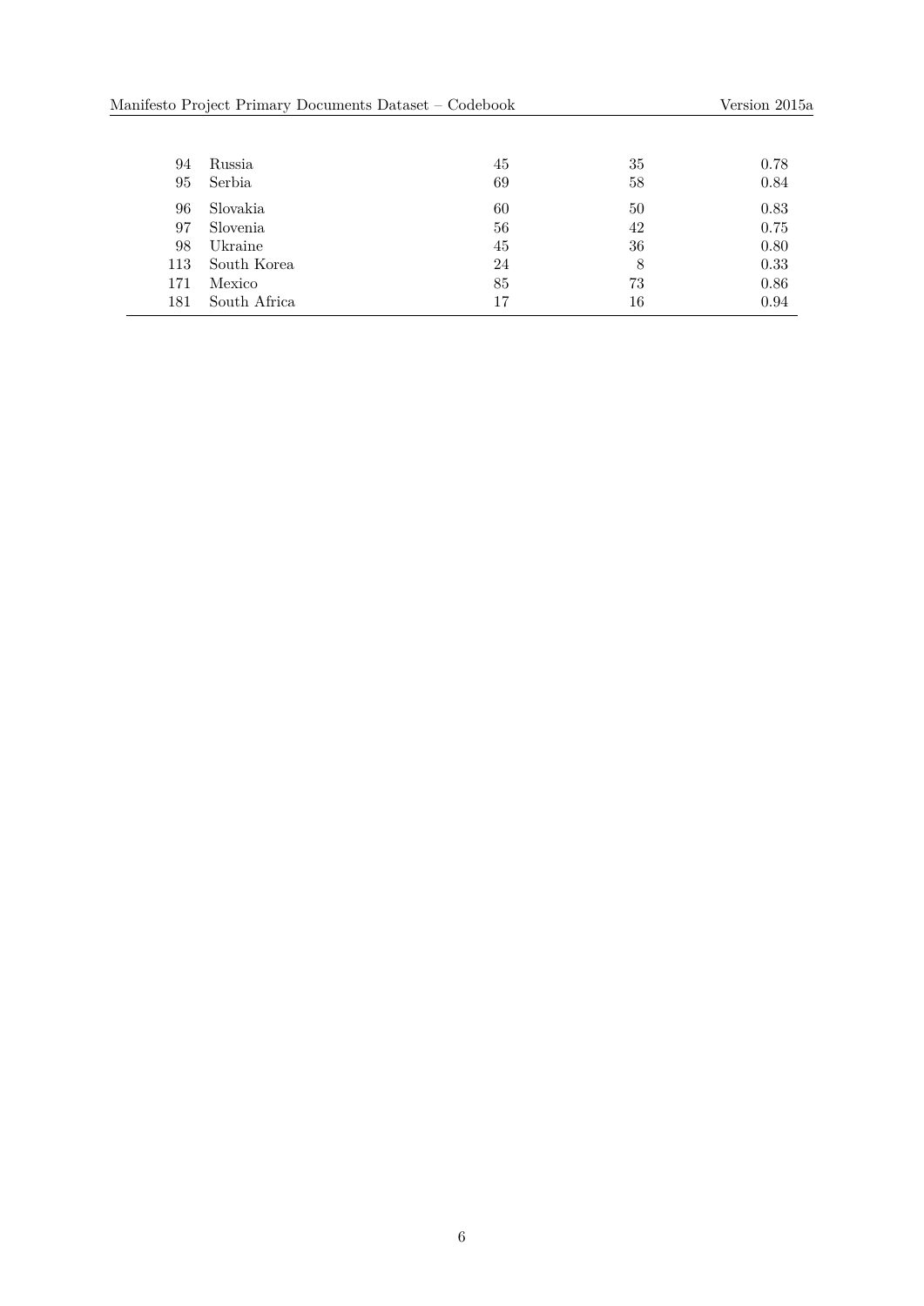| | | | | |
|---|---|---|---|---|
| 94 | Russia | 45 | 35 | 0.78 |
| 95 | Serbia | 69 | 58 | 0.84 |
| 96 | Slovakia | 60 | 50 | 0.83 |
| 97 | Slovenia | 56 | 42 | 0.75 |
| 98 | Ukraine | 45 | 36 | 0.80 |
| 113 | South Korea | 24 | 8 | 0.33 |
| 171 | Mexico | 85 | 73 | 0.86 |
| 181 | South Africa | 17 | 16 | 0.94 |